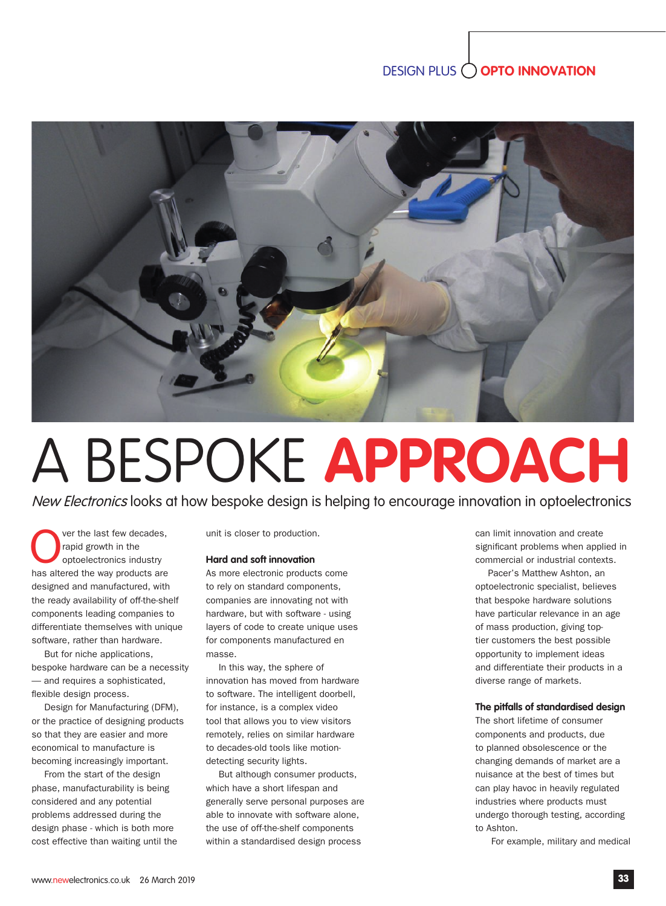# A BESPOKE APPROACH

*New Electronics* looks at how bespoke design is helping to encourage innovation in optoelectronics

Over the last few decades, rapid growth in the optoelectronics industry has altered the way products are designed and manufactured, with the ready availability of off-the-shelf components leading companies to differentiate themselves with unique software, rather than hardware.

But for niche applications, bespoke hardware can be a necessity — and requires a sophisticated, flexible design process.

Design for Manufacturing (DFM), or the practice of designing products so that they are easier and more economical to manufacture is becoming increasingly important.

From the start of the design phase, manufacturability is being considered and any potential problems addressed during the design phase - which is both more cost effective than waiting until the unit is closer to production.

### Hard and soft innovation

As more electronic products come to rely on standard components, companies are innovating not with hardware, but with software - using layers of code to create unique uses for components manufactured en masse.

In this way, the sphere of innovation has moved from hardware to software. The intelligent doorbell, for instance, is a complex video tool that allows you to view visitors remotely, relies on similar hardware to decades-old tools like motion-detecting security lights.

But although consumer products, which have a short lifespan and generally serve personal purposes are able to innovate with software alone, the use of off-the-shelf components within a standardised design process can limit innovation and create significant problems when applied in commercial or industrial contexts.

Pacer's Matthew Ashton, an optoelectronic specialist, believes that bespoke hardware solutions have particular relevance in an age of mass production, giving top-tier customers the best possible opportunity to implement ideas and differentiate their products in a diverse range of markets.

### The pitfalls of standardised design

The short lifetime of consumer components and products, due to planned obsolescence or the changing demands of market are a nuisance at the best of times but can play havoc in heavily regulated industries where products must undergo thorough testing, according to Ashton.

For example, military and medical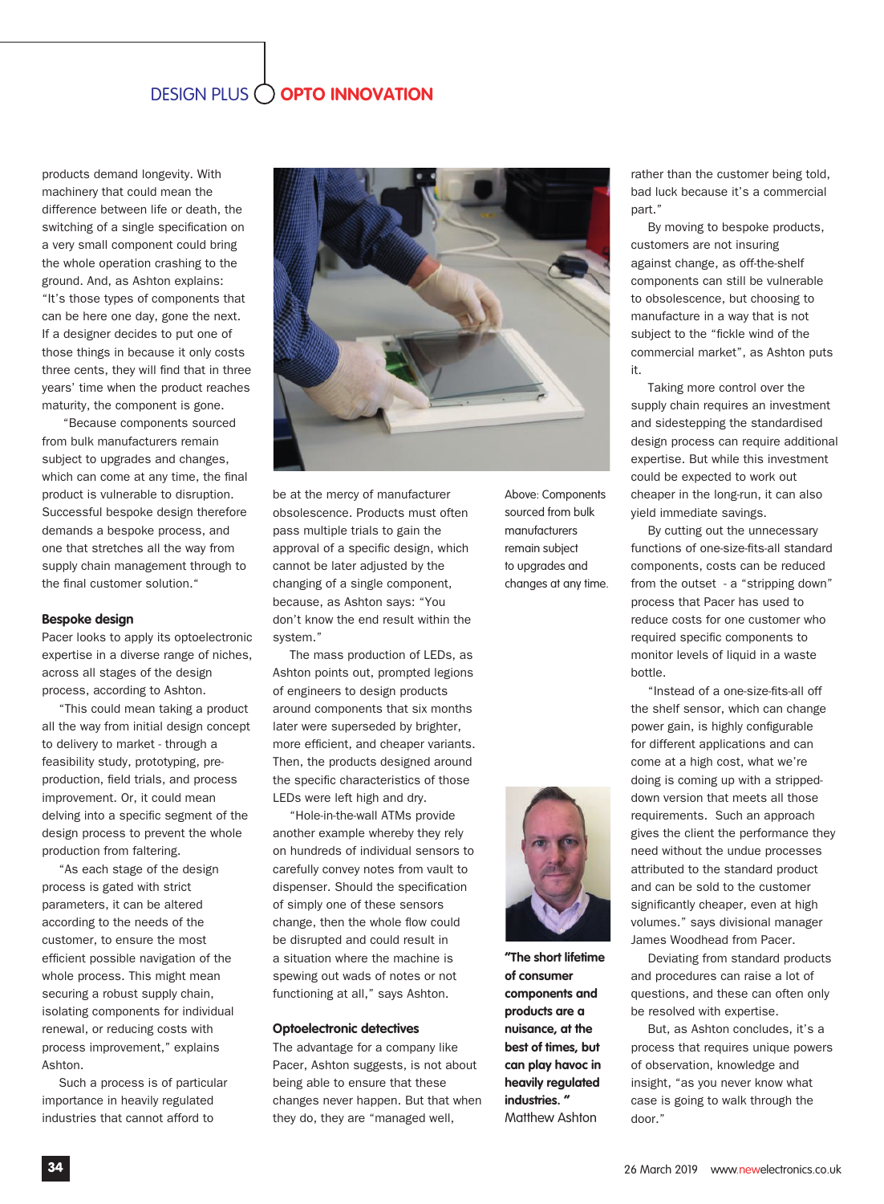products demand longevity. With machinery that could mean the difference between life or death, the switching of a single specification on a very small component could bring the whole operation crashing to the ground. And, as Ashton explains: "It's those types of components that can be here one day, gone the next. If a designer decides to put one of those things in because it only costs three cents, they will find that in three years' time when the product reaches maturity, the component is gone.

"Because components sourced from bulk manufacturers remain subject to upgrades and changes, which can come at any time, the final product is vulnerable to disruption. Successful bespoke design therefore demands a bespoke process, and one that stretches all the way from supply chain management through to the final customer solution."

## Bespoke design

Pacer looks to apply its optoelectronic expertise in a diverse range of niches, across all stages of the design process, according to Ashton.

"This could mean taking a product all the way from initial design concept to delivery to market - through a feasibility study, prototyping, pre-production, field trials, and process improvement. Or, it could mean delving into a specific segment of the design process to prevent the whole production from faltering.

"As each stage of the design process is gated with strict parameters, it can be altered according to the needs of the customer, to ensure the most efficient possible navigation of the whole process. This might mean securing a robust supply chain, isolating components for individual renewal, or reducing costs with process improvement," explains Ashton.

Such a process is of particular importance in heavily regulated industries that cannot afford to be at the mercy of manufacturer obsolescence. Products must often pass multiple trials to gain the approval of a specific design, which cannot be later adjusted by the changing of a single component, because, as Ashton says: "You don't know the end result within the system."

The mass production of LEDs, as Ashton points out, prompted legions of engineers to design products around components that six months later were superseded by brighter, more efficient, and cheaper variants. Then, the products designed around the specific characteristics of those LEDs were left high and dry.

"Hole-in-the-wall ATMs provide another example whereby they rely on hundreds of individual sensors to carefully convey notes from vault to dispenser. Should the specification of simply one of these sensors change, then the whole flow could be disrupted and could result in a situation where the machine is spewing out wads of notes or not functioning at all," says Ashton.

Above: Components sourced from bulk manufacturers remain subject to upgrades and changes at any time.

## Optoelectronic detectives

The advantage for a company like Pacer, Ashton suggests, is not about being able to ensure that these changes never happen. But that when they do, they are "managed well, rather than the customer being told, bad luck because it's a commercial part."

**"The short lifetime of consumer components and products are a nuisance, at the best of times, but can play havoc in heavily regulated industries. "**
Matthew Ashton

By moving to bespoke products, customers are not insuring against change, as off-the-shelf components can still be vulnerable to obsolescence, but choosing to manufacture in a way that is not subject to the "fickle wind of the commercial market", as Ashton puts it.

Taking more control over the supply chain requires an investment and sidestepping the standardised design process can require additional expertise. But while this investment could be expected to work out cheaper in the long-run, it can also yield immediate savings.

By cutting out the unnecessary functions of one-size-fits-all standard components, costs can be reduced from the outset - a "stripping down" process that Pacer has used to reduce costs for one customer who required specific components to monitor levels of liquid in a waste bottle.

"Instead of a one-size-fits-all off the shelf sensor, which can change power gain, is highly configurable for different applications and can come at a high cost, what we're doing is coming up with a stripped-down version that meets all those requirements. Such an approach gives the client the performance they need without the undue processes attributed to the standard product and can be sold to the customer significantly cheaper, even at high volumes." says divisional manager James Woodhead from Pacer.

Deviating from standard products and procedures can raise a lot of questions, and these can often only be resolved with expertise.

But, as Ashton concludes, it's a process that requires unique powers of observation, knowledge and insight, "as you never know what case is going to walk through the door."